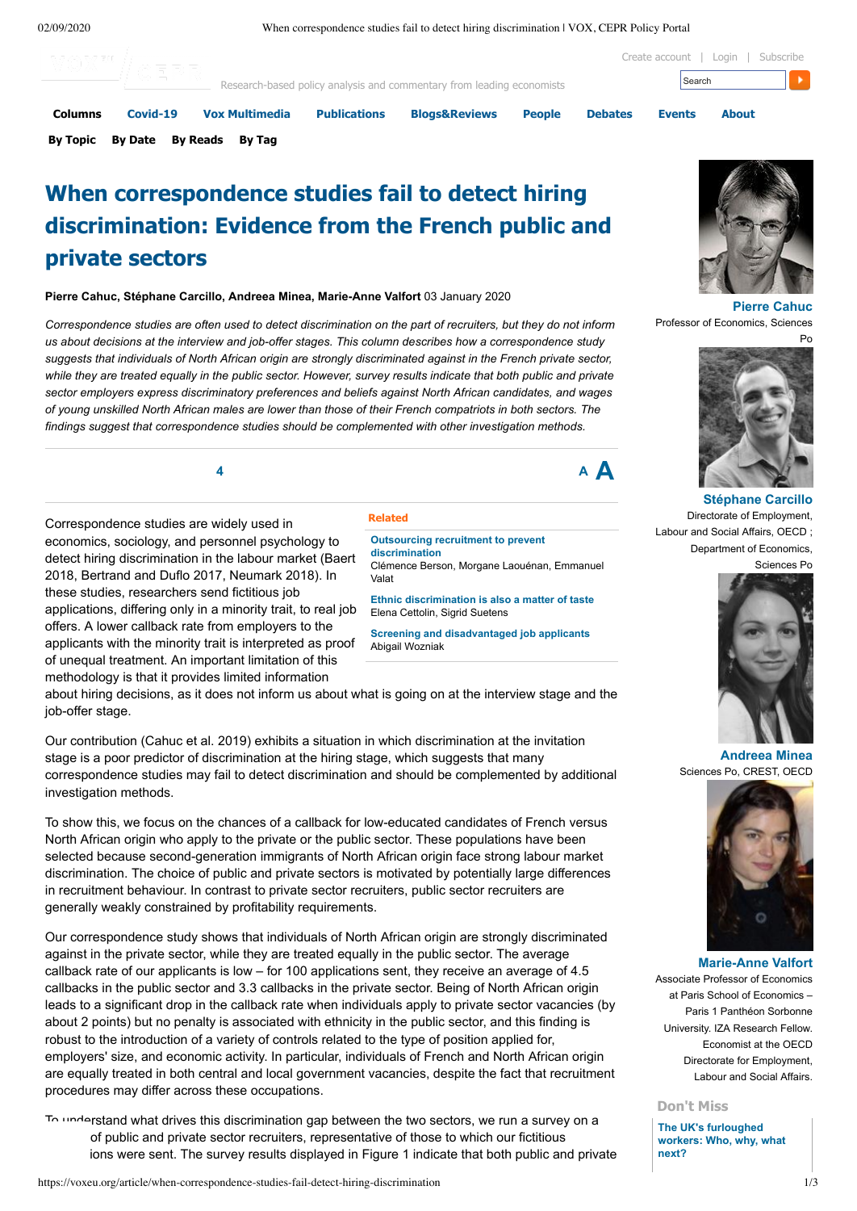# When correspondence studies fail to detect hiring discrimination: Evidence from the French public and private sectors

**Pierre Cahuc, Stéphane Carcillo, Andreea Minea, Marie-Anne Valfort** 03 January 2020

*Correspondence studies are often used to detect discrimination on the part of recruiters, but they do not inform us about decisions at the interview and job-offer stages. This column describes how a correspondence study suggests that individuals of North African origin are strongly discriminated against in the French private sector, while they are treated equally in the public sector. However, survey results indicate that both public and private sector employers express discriminatory preferences and beliefs against North African candidates, and wages of young unskilled North African males are lower than those of their French compatriots in both sectors. The findings suggest that correspondence studies should be complemented with other investigation methods.*

Correspondence studies are widely used in economics, sociology, and personnel psychology to detect hiring discrimination in the labour market (Baert 2018, Bertrand and Duflo 2017, Neumark 2018). In these studies, researchers send fictitious job applications, differing only in a minority trait, to real job offers. A lower callback rate from employers to the applicants with the minority trait is interpreted as proof of unequal treatment. An important limitation of this methodology is that it provides limited information about hiring decisions, as it does not inform us about what is going on at the interview stage and the job-offer stage.

Our contribution (Cahuc et al. 2019) exhibits a situation in which discrimination at the invitation stage is a poor predictor of discrimination at the hiring stage, which suggests that many correspondence studies may fail to detect discrimination and should be complemented by additional investigation methods.

To show this, we focus on the chances of a callback for low-educated candidates of French versus North African origin who apply to the private or the public sector. These populations have been selected because second-generation immigrants of North African origin face strong labour market discrimination. The choice of public and private sectors is motivated by potentially large differences in recruitment behaviour. In contrast to private sector recruiters, public sector recruiters are generally weakly constrained by profitability requirements.

Our correspondence study shows that individuals of North African origin are strongly discriminated against in the private sector, while they are treated equally in the public sector. The average callback rate of our applicants is low – for 100 applications sent, they receive an average of 4.5 callbacks in the public sector and 3.3 callbacks in the private sector. Being of North African origin leads to a significant drop in the callback rate when individuals apply to private sector vacancies (by about 2 points) but no penalty is associated with ethnicity in the public sector, and this finding is robust to the introduction of a variety of controls related to the type of position applied for, employers' size, and economic activity. In particular, individuals of French and North African origin are equally treated in both central and local government vacancies, despite the fact that recruitment procedures may differ across these occupations.

To understand what drives this discrimination gap between the two sectors, we run a survey on a ... of public and private sector recruiters, representative of those to which our fictitious ...ions were sent. The survey results displayed in Figure 1 indicate that both public and private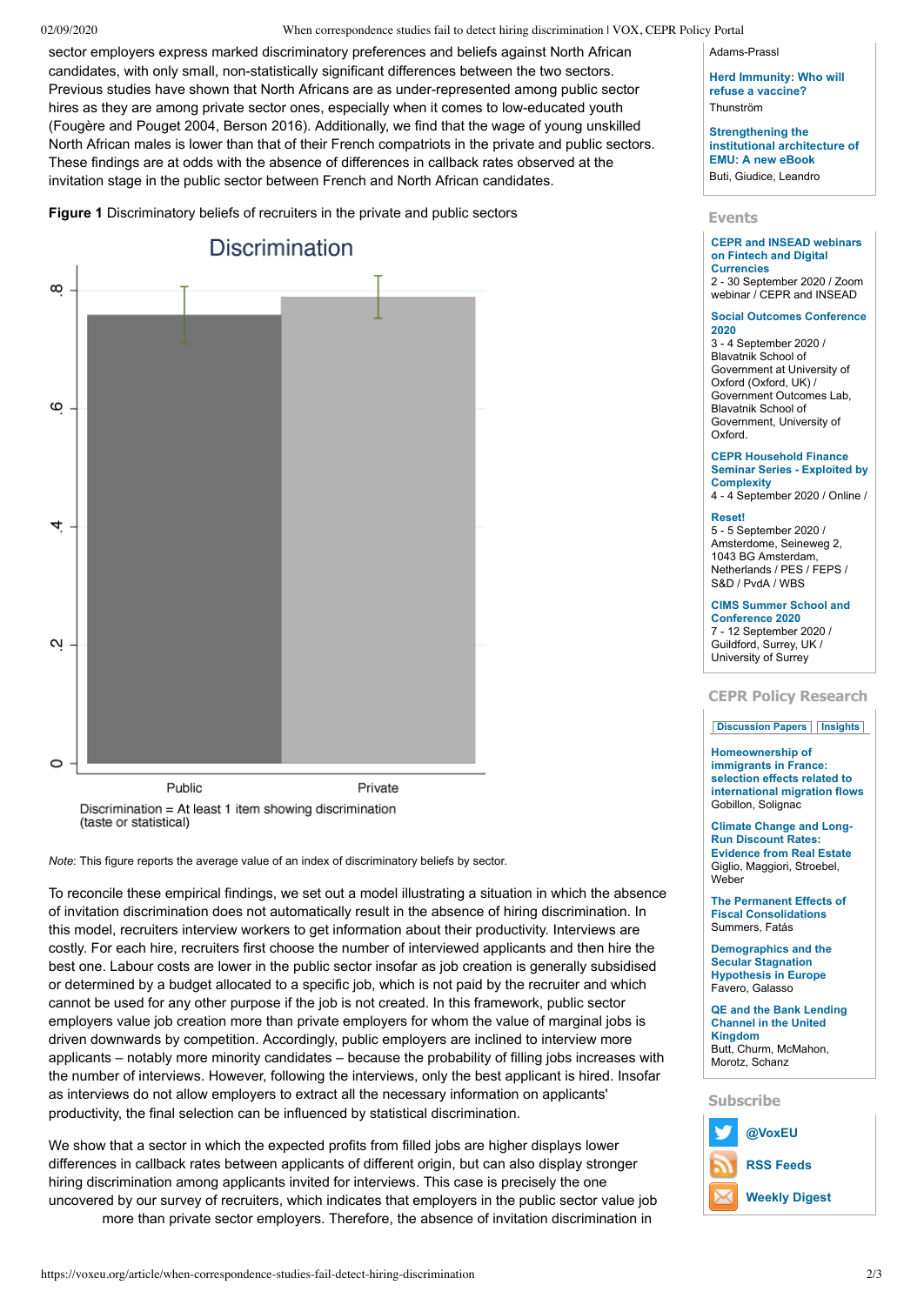sector employers express marked discriminatory preferences and beliefs against North African candidates, with only small, non-statistically significant differences between the two sectors. Previous studies have shown that North Africans are as under-represented among public sector hires as they are among private sector ones, especially when it comes to low-educated youth (Fougère and Pouget 2004, Berson 2016). Additionally, we find that the wage of young unskilled North African males is lower than that of their French compatriots in the private and public sectors. These findings are at odds with the absence of differences in callback rates observed at the invitation stage in the public sector between French and North African candidates.

**Figure 1** Discriminatory beliefs of recruiters in the private and public sectors

*Note*: This figure reports the average value of an index of discriminatory beliefs by sector.

To reconcile these empirical findings, we set out a model illustrating a situation in which the absence of invitation discrimination does not automatically result in the absence of hiring discrimination. In this model, recruiters interview workers to get information about their productivity. Interviews are costly. For each hire, recruiters first choose the number of interviewed applicants and then hire the best one. Labour costs are lower in the public sector insofar as job creation is generally subsidised or determined by a budget allocated to a specific job, which is not paid by the recruiter and which cannot be used for any other purpose if the job is not created. In this framework, public sector employers value job creation more than private employers for whom the value of marginal jobs is driven downwards by competition. Accordingly, public employers are inclined to interview more applicants – notably more minority candidates – because the probability of filling jobs increases with the number of interviews. However, following the interviews, only the best applicant is hired. Insofar as interviews do not allow employers to extract all the necessary information on applicants' productivity, the final selection can be influenced by statistical discrimination.

We show that a sector in which the expected profits from filled jobs are higher displays lower differences in callback rates between applicants of different origin, but can also display stronger hiring discrimination among applicants invited for interviews. This case is precisely the one uncovered by our survey of recruiters, which indicates that employers in the public sector value job more than private sector employers. Therefore, the absence of invitation discrimination in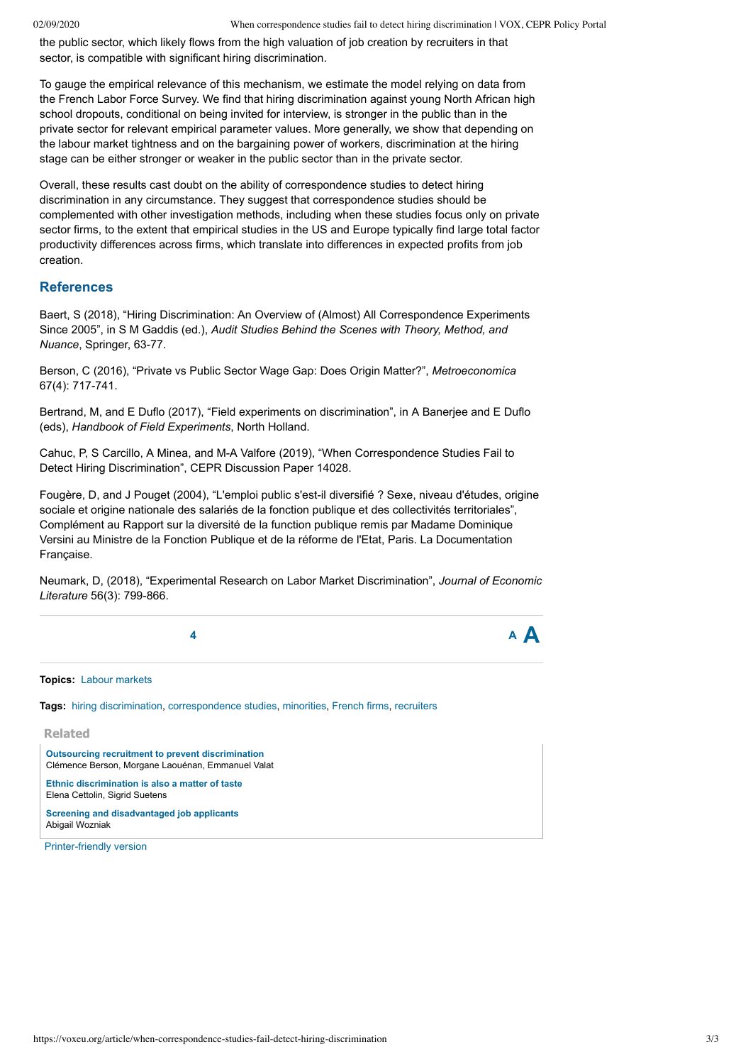the public sector, which likely flows from the high valuation of job creation by recruiters in that sector, is compatible with significant hiring discrimination.

To gauge the empirical relevance of this mechanism, we estimate the model relying on data from the French Labor Force Survey. We find that hiring discrimination against young North African high school dropouts, conditional on being invited for interview, is stronger in the public than in the private sector for relevant empirical parameter values. More generally, we show that depending on the labour market tightness and on the bargaining power of workers, discrimination at the hiring stage can be either stronger or weaker in the public sector than in the private sector.

Overall, these results cast doubt on the ability of correspondence studies to detect hiring discrimination in any circumstance. They suggest that correspondence studies should be complemented with other investigation methods, including when these studies focus only on private sector firms, to the extent that empirical studies in the US and Europe typically find large total factor productivity differences across firms, which translate into differences in expected profits from job creation.

## References

Baert, S (2018), "Hiring Discrimination: An Overview of (Almost) All Correspondence Experiments Since 2005", in S M Gaddis (ed.), *Audit Studies Behind the Scenes with Theory, Method, and Nuance*, Springer, 63-77.

Berson, C (2016), "Private vs Public Sector Wage Gap: Does Origin Matter?", *Metroeconomica* 67(4): 717-741.

Bertrand, M, and E Duflo (2017), "Field experiments on discrimination", in A Banerjee and E Duflo (eds), *Handbook of Field Experiments*, North Holland.

Cahuc, P, S Carcillo, A Minea, and M-A Valfore (2019), "When Correspondence Studies Fail to Detect Hiring Discrimination", CEPR Discussion Paper 14028.

Fougère, D, and J Pouget (2004), "L'emploi public s'est-il diversifié ? Sexe, niveau d'études, origine sociale et origine nationale des salariés de la fonction publique et des collectivités territoriales", Complément au Rapport sur la diversité de la function publique remis par Madame Dominique Versini au Ministre de la Fonction Publique et de la réforme de l'Etat, Paris. La Documentation Française.

Neumark, D, (2018), "Experimental Research on Labor Market Discrimination", *Journal of Economic Literature* 56(3): 799-866.

4

**Topics:** Labour markets

**Tags:** hiring discrimination, correspondence studies, minorities, French firms, recruiters

**Related**

**Outsourcing recruitment to prevent discrimination**
Clémence Berson, Morgane Laouénan, Emmanuel Valat

**Ethnic discrimination is also a matter of taste**
Elena Cettolin, Sigrid Suetens

**Screening and disadvantaged job applicants**
Abigail Wozniak

Printer-friendly version